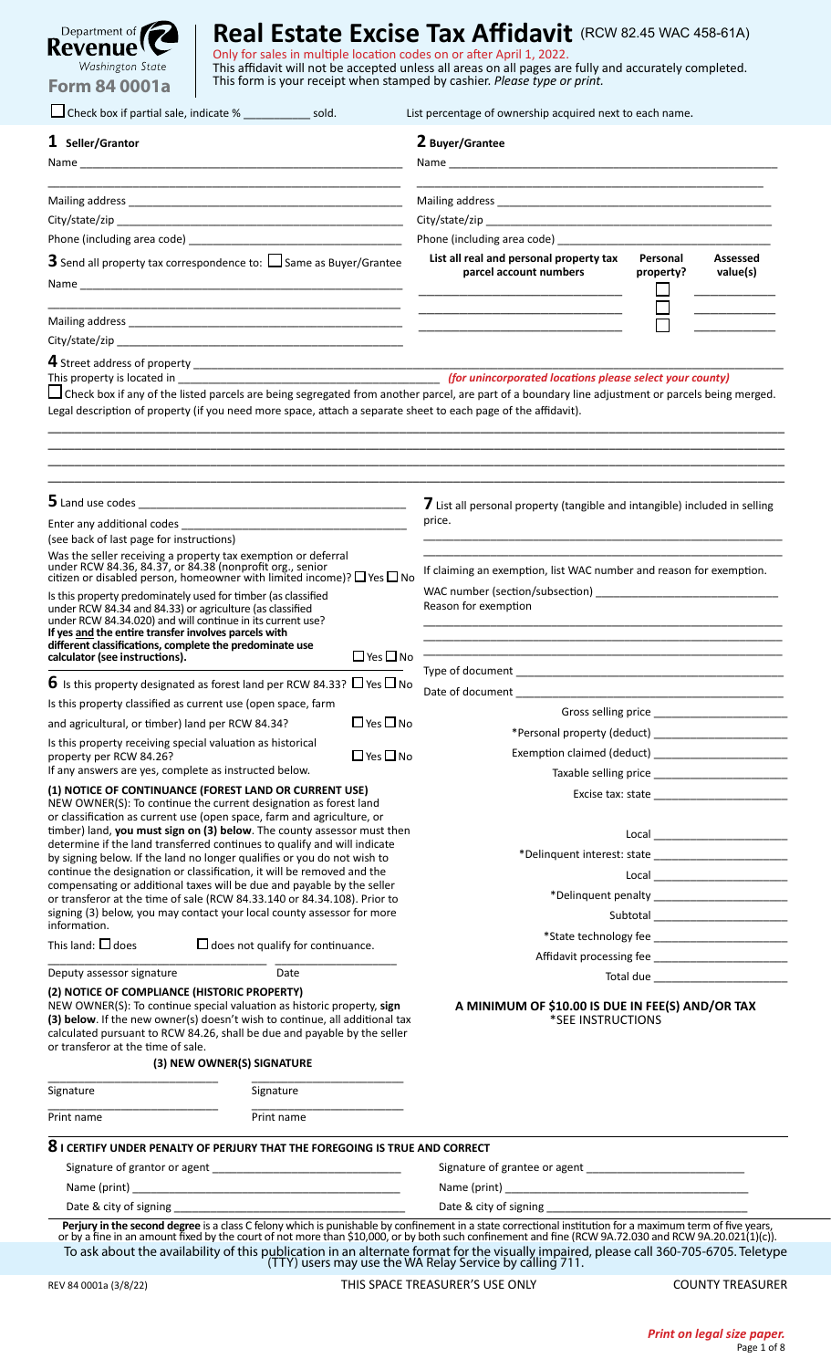Department of Revenue
Washington State
**Form 84 0001a**

# Real Estate Excise Tax Affidavit (RCW 82.45 WAC 458-61A)

Only for sales in multiple location codes on or after April 1, 2022.
This affidavit will not be accepted unless all areas on all pages are fully and accurately completed.
This form is your receipt when stamped by cashier. *Please type or print.*

☐ Check box if partial sale, indicate % __________ sold.

List percentage of ownership acquired next to each name.

## 1 Seller/Grantor

Name ______________________________________________

______________________________________________

Mailing address ______________________________________________

City/state/zip ______________________________________________

Phone (including area code) ______________________________________________

## 2 Buyer/Grantee

Name ______________________________________________

______________________________________________

Mailing address ______________________________________________

City/state/zip ______________________________________________

Phone (including area code) ______________________________________________

## 3 Send all property tax correspondence to: ☐ Same as Buyer/Grantee

Name ______________________________________________

______________________________________________

Mailing address ______________________________________________

City/state/zip ______________________________________________

| List all real and personal property tax parcel account numbers | Personal property? | Assessed value(s) |
|---|---|---|
| ____________________ | ☐ | __________ |
| ____________________ | ☐ | __________ |
| | ☐ | |

## 4 Street address of property ______________________________________________

This property is located in ______________________________ *(for unincorporated locations please select your county)*

☐ Check box if any of the listed parcels are being segregated from another parcel, are part of a boundary line adjustment or parcels being merged.

Legal description of property (if you need more space, attach a separate sheet to each page of the affidavit).

______________________________________________

______________________________________________

______________________________________________

______________________________________________

## 5 Land use codes ______________________________________________

Enter any additional codes ______________________________________________

(see back of last page for instructions)

Was the seller receiving a property tax exemption or deferral under RCW 84.36, 84.37, or 84.38 (nonprofit org., senior citizen or disabled person, homeowner with limited income)? ☐ Yes ☐ No

Is this property predominately used for timber (as classified under RCW 84.34 and 84.33) or agriculture (as classified under RCW 84.34.020) and will continue in its current use? **If yes and the entire transfer involves parcels with different classifications, complete the predominate use calculator (see instructions).** ☐ Yes ☐ No

## 6 Is this property designated as forest land per RCW 84.33? ☐ Yes ☐ No

Is this property classified as current use (open space, farm and agricultural, or timber) land per RCW 84.34? ☐ Yes ☐ No

Is this property receiving special valuation as historical property per RCW 84.26? ☐ Yes ☐ No

If any answers are yes, complete as instructed below.

**(1) NOTICE OF CONTINUANCE (FOREST LAND OR CURRENT USE)**

NEW OWNER(S): To continue the current designation as forest land or classification as current use (open space, farm and agriculture, or timber) land, **you must sign on (3) below**. The county assessor must then determine if the land transferred continues to qualify and will indicate by signing below. If the land no longer qualifies or you do not wish to continue the designation or classification, it will be removed and the compensating or additional taxes will be due and payable by the seller or transferor at the time of sale (RCW 84.33.140 or 84.34.108). Prior to signing (3) below, you may contact your local county assessor for more information.

This land: ☐ does ☐ does not qualify for continuance.

______________________ ______________

Deputy assessor signature Date

**(2) NOTICE OF COMPLIANCE (HISTORIC PROPERTY)**

NEW OWNER(S): To continue special valuation as historic property, **sign (3) below**. If the new owner(s) doesn't wish to continue, all additional tax calculated pursuant to RCW 84.26, shall be due and payable by the seller or transferor at the time of sale.

**(3) NEW OWNER(S) SIGNATURE**

______________________ ______________________

Signature Signature

______________________ ______________________

Print name Print name

## 7 List all personal property (tangible and intangible) included in selling price.

______________________________________________

______________________________________________

If claiming an exemption, list WAC number and reason for exemption.

WAC number (section/subsection) ______________________

Reason for exemption

______________________________________________

______________________________________________

______________________________________________

Type of document ______________________________________________

Date of document ______________________________________________

Gross selling price ______________________

*Personal property (deduct) ______________________

Exemption claimed (deduct) ______________________

Taxable selling price ______________________

Excise tax: state ______________________

Local ______________________

*Delinquent interest: state ______________________

Local ______________________

*Delinquent penalty ______________________

Subtotal ______________________

*State technology fee ______________________

Affidavit processing fee ______________________

Total due ______________________

**A MINIMUM OF $10.00 IS DUE IN FEE(S) AND/OR TAX**
*SEE INSTRUCTIONS

## 8 I CERTIFY UNDER PENALTY OF PERJURY THAT THE FOREGOING IS TRUE AND CORRECT

Signature of grantor or agent ______________________

Name (print) ______________________

Date & city of signing ______________________

Signature of grantee or agent ______________________

Name (print) ______________________

Date & city of signing ______________________

**Perjury in the second degree** is a class C felony which is punishable by confinement in a state correctional institution for a maximum term of five years, or by a fine in an amount fixed by the court of not more than $10,000, or by both such confinement and fine (RCW 9A.72.030 and RCW 9A.20.021(1)(c)).

To ask about the availability of this publication in an alternate format for the visually impaired, please call 360-705-6705. Teletype (TTY) users may use the WA Relay Service by calling 711.

REV 84 0001a (3/8/22) THIS SPACE TREASURER'S USE ONLY COUNTY TREASURER

***Print on legal size paper.***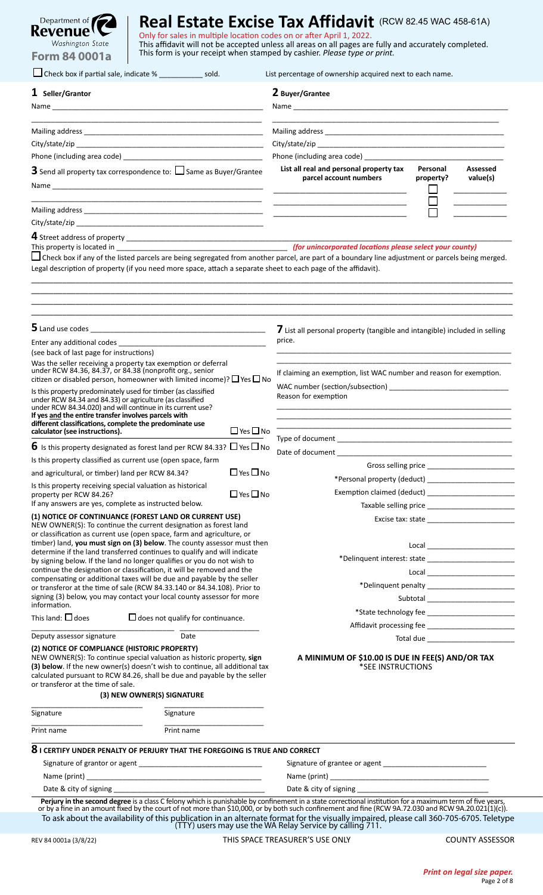# Real Estate Excise Tax Affidavit (RCW 82.45 WAC 458-61A)

Department of Revenue, Washington State

**Form 84 0001a**

Only for sales in multiple location codes on or after April 1, 2022.
This affidavit will not be accepted unless all areas on all pages are fully and accurately completed.
This form is your receipt when stamped by cashier. *Please type or print.*

☐ Check box if partial sale, indicate % __________ sold.

List percentage of ownership acquired next to each name.

## 1 Seller/Grantor

Name ______________________________________________

______________________________________________

Mailing address ______________________________________________

City/state/zip ______________________________________________

Phone (including area code) ______________________________________________

## 2 Buyer/Grantee

Name ______________________________________________

______________________________________________

Mailing address ______________________________________________

City/state/zip ______________________________________________

Phone (including area code) ______________________________________________

## 3 Send all property tax correspondence to: ☐ Same as Buyer/Grantee

Name ______________________________________________

______________________________________________

Mailing address ______________________________________________

City/state/zip ______________________________________________

| List all real and personal property tax parcel account numbers | Personal property? | Assessed value(s) |
|---|---|---|
| ____________________ | ☐ | __________ |
| ____________________ | ☐ | __________ |
| | ☐ | |

## 4 Street address of property ______________________________________________

This property is located in ______________________________ ***(for unincorporated locations please select your county)***

☐ Check box if any of the listed parcels are being segregated from another parcel, are part of a boundary line adjustment or parcels being merged.

Legal description of property (if you need more space, attach a separate sheet to each page of the affidavit).

______________________________________________

______________________________________________

______________________________________________

______________________________________________

## 5 Land use codes ______________________________________________

Enter any additional codes ______________________________________________

(see back of last page for instructions)

Was the seller receiving a property tax exemption or deferral under RCW 84.36, 84.37, or 84.38 (nonprofit org., senior citizen or disabled person, homeowner with limited income)? ☐ Yes ☐ No

Is this property predominately used for timber (as classified under RCW 84.34 and 84.33) or agriculture (as classified under RCW 84.34.020) and will continue in its current use? **If yes and the entire transfer involves parcels with different classifications, complete the predominate use calculator (see instructions).** ☐ Yes ☐ No

## 6 Is this property designated as forest land per RCW 84.33? ☐ Yes ☐ No

Is this property classified as current use (open space, farm and agricultural, or timber) land per RCW 84.34? ☐ Yes ☐ No

Is this property receiving special valuation as historical property per RCW 84.26? ☐ Yes ☐ No

If any answers are yes, complete as instructed below.

**(1) NOTICE OF CONTINUANCE (FOREST LAND OR CURRENT USE)**

NEW OWNER(S): To continue the current designation as forest land or classification as current use (open space, farm and agriculture, or timber) land, **you must sign on (3) below**. The county assessor must then determine if the land transferred continues to qualify and will indicate by signing below. If the land no longer qualifies or you do not wish to continue the designation or classification, it will be removed and the compensating or additional taxes will be due and payable by the seller or transferor at the time of sale (RCW 84.33.140 or 84.34.108). Prior to signing (3) below, you may contact your local county assessor for more information.

This land: ☐ does ☐ does not qualify for continuance.

______________________________ ______________

Deputy assessor signature Date

**(2) NOTICE OF COMPLIANCE (HISTORIC PROPERTY)**

NEW OWNER(S): To continue special valuation as historic property, **sign (3) below**. If the new owner(s) doesn't wish to continue, all additional tax calculated pursuant to RCW 84.26, shall be due and payable by the seller or transferor at the time of sale.

**(3) NEW OWNER(S) SIGNATURE**

______________________ ______________________

Signature Signature

______________________ ______________________

Print name Print name

## 7 List all personal property (tangible and intangible) included in selling price.

______________________________________________

______________________________________________

If claiming an exemption, list WAC number and reason for exemption.

WAC number (section/subsection) ______________________________

Reason for exemption

______________________________________________

______________________________________________

______________________________________________

Type of document ______________________________________________

Date of document ______________________________________________

| | |
|---|---|
| Gross selling price | __________ |
| *Personal property (deduct) | __________ |
| Exemption claimed (deduct) | __________ |
| Taxable selling price | __________ |
| Excise tax: state | __________ |
| Local | __________ |
| *Delinquent interest: state | __________ |
| Local | __________ |
| *Delinquent penalty | __________ |
| Subtotal | __________ |
| *State technology fee | __________ |
| Affidavit processing fee | __________ |
| Total due | __________ |

**A MINIMUM OF $10.00 IS DUE IN FEE(S) AND/OR TAX**
*SEE INSTRUCTIONS

## 8 I CERTIFY UNDER PENALTY OF PERJURY THAT THE FOREGOING IS TRUE AND CORRECT

Signature of grantor or agent ______________________________

Name (print) ______________________________

Date & city of signing ______________________________

Signature of grantee or agent ______________________________

Name (print) ______________________________

Date & city of signing ______________________________

**Perjury in the second degree** is a class C felony which is punishable by confinement in a state correctional institution for a maximum term of five years, or by a fine in an amount fixed by the court of not more than $10,000, or by both such confinement and fine (RCW 9A.72.030 and RCW 9A.20.021(1)(c)).

To ask about the availability of this publication in an alternate format for the visually impaired, please call 360-705-6705. Teletype (TTY) users may use the WA Relay Service by calling 711.

REV 84 0001a (3/8/22) THIS SPACE TREASURER'S USE ONLY COUNTY ASSESSOR

***Print on legal size paper.***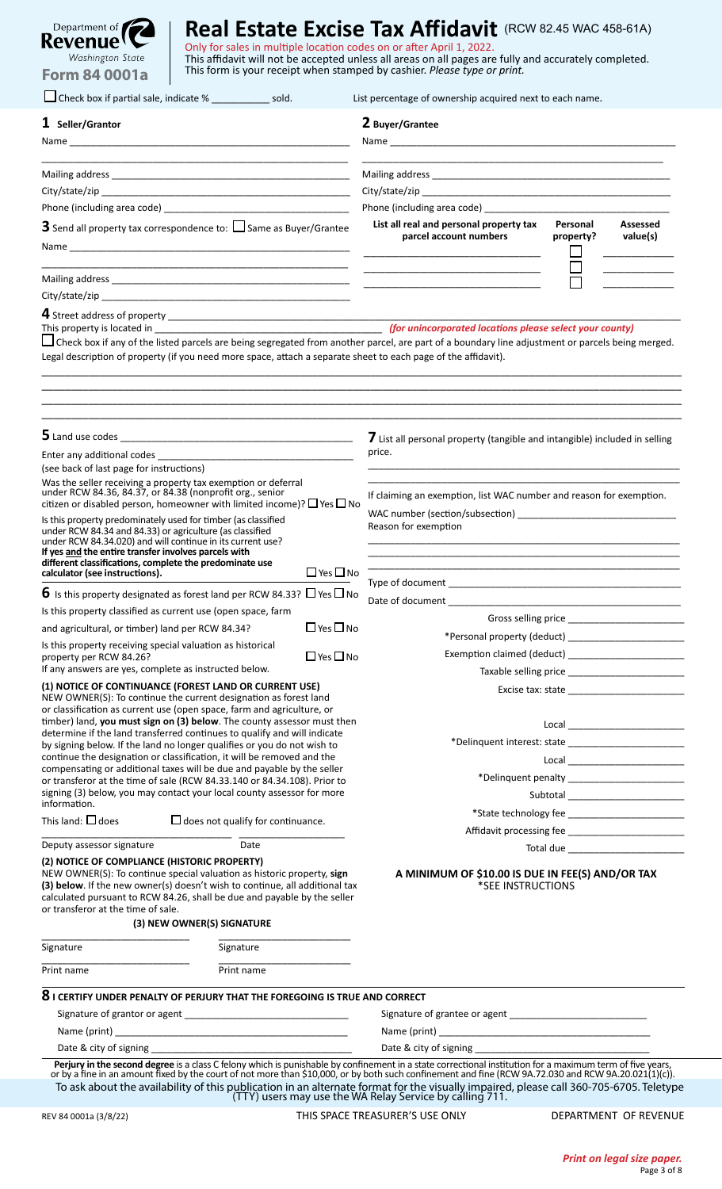Department of Revenue
Washington State
**Form 84 0001a**

# Real Estate Excise Tax Affidavit (RCW 82.45 WAC 458-61A)

Only for sales in multiple location codes on or after April 1, 2022.
This affidavit will not be accepted unless all areas on all pages are fully and accurately completed.
This form is your receipt when stamped by cashier. *Please type or print.*

☐ Check box if partial sale, indicate % ___________ sold.

List percentage of ownership acquired next to each name.

## 1 Seller/Grantor

Name ____________________________________________

____________________________________________

Mailing address ____________________________________________

City/state/zip ____________________________________________

Phone (including area code) ____________________________________________

## 2 Buyer/Grantee

Name ____________________________________________

____________________________________________

Mailing address ____________________________________________

City/state/zip ____________________________________________

Phone (including area code) ____________________________________________

## 3 Send all property tax correspondence to: ☐ Same as Buyer/Grantee

Name ____________________________________________

____________________________________________

Mailing address ____________________________________________

City/state/zip ____________________________________________

| List all real and personal property tax parcel account numbers | Personal property? | Assessed value(s) |
|---|---|---|
| ______________________ | ☐ | __________ |
| ______________________ | ☐ | __________ |
| ______________________ | ☐ | __________ |

## 4 Street address of property ____________________________________________

This property is located in ______________________________ *(for unincorporated locations please select your county)*

☐ Check box if any of the listed parcels are being segregated from another parcel, are part of a boundary line adjustment or parcels being merged.

Legal description of property (if you need more space, attach a separate sheet to each page of the affidavit).

____________________________________________

____________________________________________

____________________________________________

____________________________________________

## 5 Land use codes ____________________________________________

Enter any additional codes ____________________________________________

(see back of last page for instructions)

Was the seller receiving a property tax exemption or deferral under RCW 84.36, 84.37, or 84.38 (nonprofit org., senior citizen or disabled person, homeowner with limited income)? ☐ Yes ☐ No

Is this property predominately used for timber (as classified under RCW 84.34 and 84.33) or agriculture (as classified under RCW 84.34.020) and will continue in its current use? **If yes and the entire transfer involves parcels with different classifications, complete the predominate use calculator (see instructions).** ☐ Yes ☐ No

## 6 Is this property designated as forest land per RCW 84.33? ☐ Yes ☐ No

Is this property classified as current use (open space, farm and agricultural, or timber) land per RCW 84.34? ☐ Yes ☐ No

Is this property receiving special valuation as historical property per RCW 84.26? ☐ Yes ☐ No

If any answers are yes, complete as instructed below.

**(1) NOTICE OF CONTINUANCE (FOREST LAND OR CURRENT USE)**

NEW OWNER(S): To continue the current designation as forest land or classification as current use (open space, farm and agriculture, or timber) land, **you must sign on (3) below**. The county assessor must then determine if the land transferred continues to qualify and will indicate by signing below. If the land no longer qualifies or you do not wish to continue the designation or classification, it will be removed and the compensating or additional taxes will be due and payable by the seller or transferor at the time of sale (RCW 84.33.140 or 84.34.108). Prior to signing (3) below, you may contact your local county assessor for more information.

This land: ☐ does ☐ does not qualify for continuance.

______________________________ ____________________

Deputy assessor signature Date

**(2) NOTICE OF COMPLIANCE (HISTORIC PROPERTY)**

NEW OWNER(S): To continue special valuation as historic property, **sign (3) below**. If the new owner(s) doesn't wish to continue, all additional tax calculated pursuant to RCW 84.26, shall be due and payable by the seller or transferor at the time of sale.

**(3) NEW OWNER(S) SIGNATURE**

______________________ ______________________

Signature Signature

______________________ ______________________

Print name Print name

## 7 List all personal property (tangible and intangible) included in selling price.

____________________________________________

____________________________________________

If claiming an exemption, list WAC number and reason for exemption.

WAC number (section/subsection) ______________________________

Reason for exemption

____________________________________________

____________________________________________

____________________________________________

Type of document ____________________________________________

Date of document ____________________________________________

Gross selling price ____________________

*Personal property (deduct) ____________________

Exemption claimed (deduct) ____________________

Taxable selling price ____________________

Excise tax: state ____________________

Local ____________________

*Delinquent interest: state ____________________

Local ____________________

*Delinquent penalty ____________________

Subtotal ____________________

*State technology fee ____________________

Affidavit processing fee ____________________

Total due ____________________

**A MINIMUM OF $10.00 IS DUE IN FEE(S) AND/OR TAX**
*SEE INSTRUCTIONS

## 8 I CERTIFY UNDER PENALTY OF PERJURY THAT THE FOREGOING IS TRUE AND CORRECT

Signature of grantor or agent ______________________________

Name (print) ______________________________

Date & city of signing ______________________________

Signature of grantee or agent ______________________________

Name (print) ______________________________

Date & city of signing ______________________________

**Perjury in the second degree** is a class C felony which is punishable by confinement in a state correctional institution for a maximum term of five years, or by a fine in an amount fixed by the court of not more than $10,000, or by both such confinement and fine (RCW 9A.72.030 and RCW 9A.20.021(1)(c)).

To ask about the availability of this publication in an alternate format for the visually impaired, please call 360-705-6705. Teletype (TTY) users may use the WA Relay Service by calling 711.

REV 84 0001a (3/8/22) THIS SPACE TREASURER'S USE ONLY DEPARTMENT OF REVENUE

*Print on legal size paper.*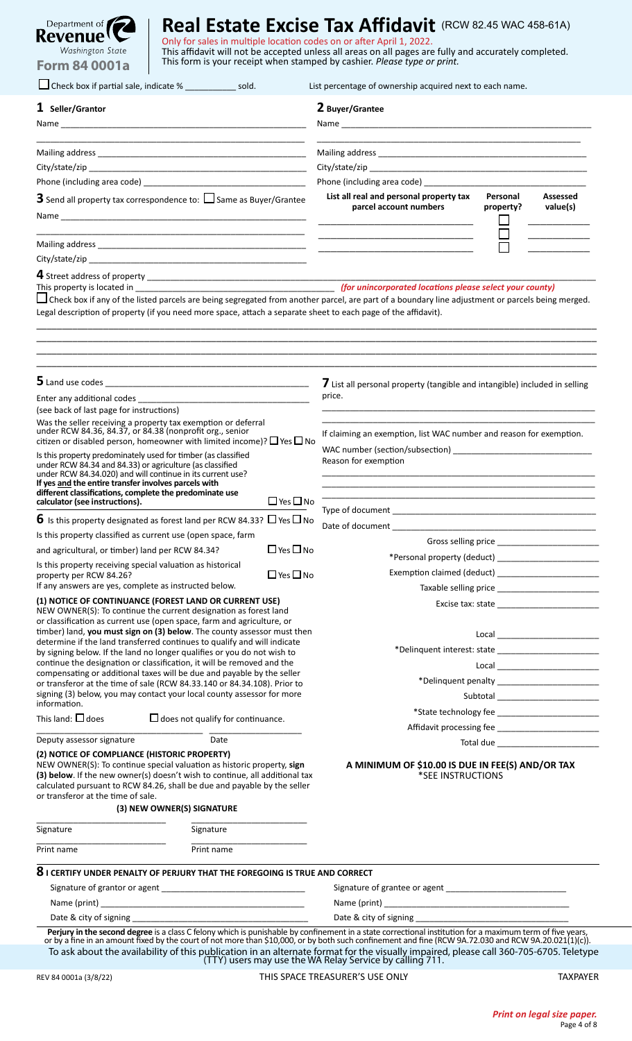Department of Revenue Washington State

**Form 84 0001a**

# Real Estate Excise Tax Affidavit (RCW 82.45 WAC 458-61A)

Only for sales in multiple location codes on or after April 1, 2022.

This affidavit will not be accepted unless all areas on all pages are fully and accurately completed.

This form is your receipt when stamped by cashier. *Please type or print.*

☐ Check box if partial sale, indicate % ___________ sold.

List percentage of ownership acquired next to each name.

## 1 Seller/Grantor

Name ______________________________

Mailing address ______________________________

City/state/zip ______________________________

Phone (including area code) ______________________________

## 2 Buyer/Grantee

Name ______________________________

Mailing address ______________________________

City/state/zip ______________________________

Phone (including area code) ______________________________

## 3 Send all property tax correspondence to: ☐ Same as Buyer/Grantee

Name ______________________________

Mailing address ______________________________

City/state/zip ______________________________

| List all real and personal property tax parcel account numbers | Personal property? | Assessed value(s) |
|---|---|---|
| ______________ | ☐ | ______ |
| ______________ | ☐ | ______ |
| ______________ | ☐ | ______ |

## 4 Street address of property ______________________________

This property is located in ______________________________ *(for unincorporated locations please select your county)*

☐ Check box if any of the listed parcels are being segregated from another parcel, are part of a boundary line adjustment or parcels being merged.

Legal description of property (if you need more space, attach a separate sheet to each page of the affidavit).

______________________________

## 5 Land use codes ______________________________

Enter any additional codes ______________________________

(see back of last page for instructions)

Was the seller receiving a property tax exemption or deferral under RCW 84.36, 84.37, or 84.38 (nonprofit org., senior citizen or disabled person, homeowner with limited income)? ☐ Yes ☐ No

Is this property predominately used for timber (as classified under RCW 84.34 and 84.33) or agriculture (as classified under RCW 84.34.020) and will continue in its current use? **If yes and the entire transfer involves parcels with different classifications, complete the predominate use calculator (see instructions).** ☐ Yes ☐ No

## 6 Is this property designated as forest land per RCW 84.33? ☐ Yes ☐ No

Is this property classified as current use (open space, farm and agricultural, or timber) land per RCW 84.34? ☐ Yes ☐ No

Is this property receiving special valuation as historical property per RCW 84.26? ☐ Yes ☐ No

If any answers are yes, complete as instructed below.

**(1) NOTICE OF CONTINUANCE (FOREST LAND OR CURRENT USE)**

NEW OWNER(S): To continue the current designation as forest land or classification as current use (open space, farm and agriculture, or timber) land, **you must sign on (3) below**. The county assessor must then determine if the land transferred continues to qualify and will indicate by signing below. If the land no longer qualifies or you do not wish to continue the designation or classification, it will be removed and the compensating or additional taxes will be due and payable by the seller or transferor at the time of sale (RCW 84.33.140 or 84.34.108). Prior to signing (3) below, you may contact your local county assessor for more information.

This land: ☐ does ☐ does not qualify for continuance.

______________________ ______________

Deputy assessor signature Date

**(2) NOTICE OF COMPLIANCE (HISTORIC PROPERTY)**

NEW OWNER(S): To continue special valuation as historic property, **sign (3) below**. If the new owner(s) doesn't wish to continue, all additional tax calculated pursuant to RCW 84.26, shall be due and payable by the seller or transferor at the time of sale.

**(3) NEW OWNER(S) SIGNATURE**

______________________ ______________________

Signature Signature

______________________ ______________________

Print name Print name

## 7 List all personal property (tangible and intangible) included in selling price.

______________________________

If claiming an exemption, list WAC number and reason for exemption.

WAC number (section/subsection) ______________________________

Reason for exemption

______________________________

Type of document ______________________________

Date of document ______________________________

| | |
|---|---|
| Gross selling price | ______________ |
| *Personal property (deduct) | ______________ |
| Exemption claimed (deduct) | ______________ |
| Taxable selling price | ______________ |
| Excise tax: state | ______________ |
| Local | ______________ |
| *Delinquent interest: state | ______________ |
| Local | ______________ |
| *Delinquent penalty | ______________ |
| Subtotal | ______________ |
| *State technology fee | ______________ |
| Affidavit processing fee | ______________ |
| Total due | ______________ |

**A MINIMUM OF $10.00 IS DUE IN FEE(S) AND/OR TAX**

*SEE INSTRUCTIONS

## 8 I CERTIFY UNDER PENALTY OF PERJURY THAT THE FOREGOING IS TRUE AND CORRECT

Signature of grantor or agent ______________________________

Name (print) ______________________________

Date & city of signing ______________________________

Signature of grantee or agent ______________________________

Name (print) ______________________________

Date & city of signing ______________________________

**Perjury in the second degree** is a class C felony which is punishable by confinement in a state correctional institution for a maximum term of five years, or by a fine in an amount fixed by the court of not more than $10,000, or by both such confinement and fine (RCW 9A.72.030 and RCW 9A.20.021(1)(c)).

To ask about the availability of this publication in an alternate format for the visually impaired, please call 360-705-6705. Teletype (TTY) users may use the WA Relay Service by calling 711.

REV 84 0001a (3/8/22) THIS SPACE TREASURER'S USE ONLY TAXPAYER

***Print on legal size paper.***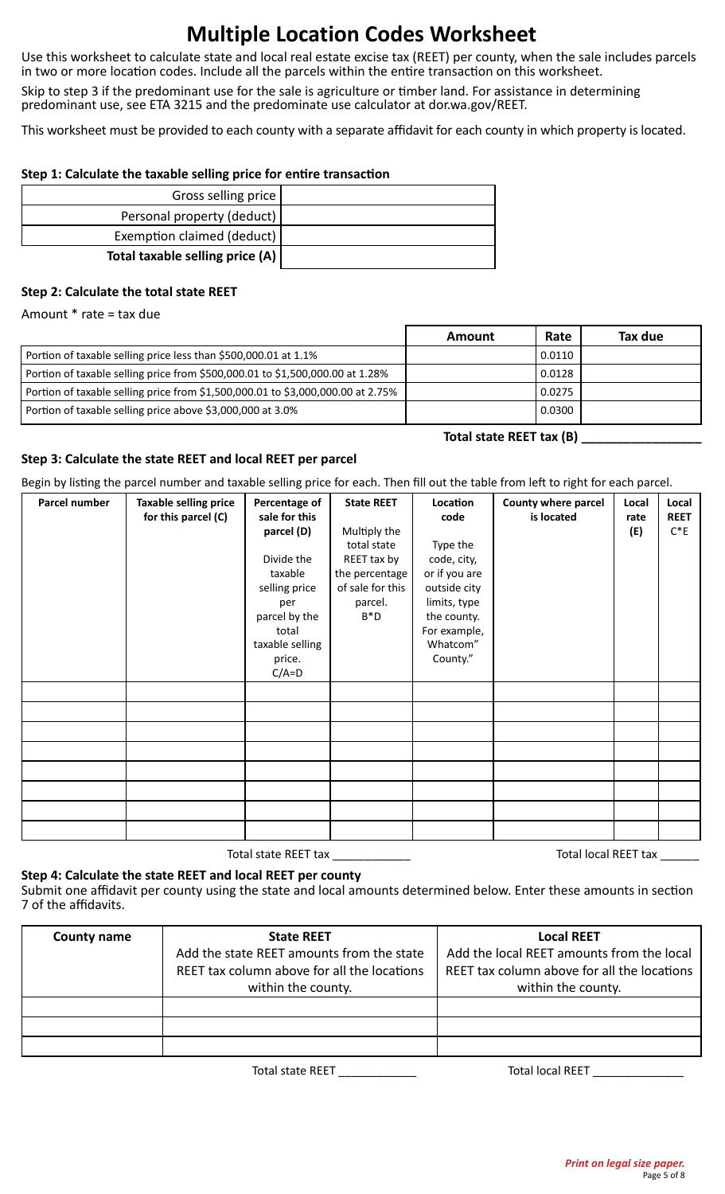# Multiple Location Codes Worksheet

Use this worksheet to calculate state and local real estate excise tax (REET) per county, when the sale includes parcels in two or more location codes. Include all the parcels within the entire transaction on this worksheet.

Skip to step 3 if the predominant use for the sale is agriculture or timber land. For assistance in determining predominant use, see ETA 3215 and the predominate use calculator at dor.wa.gov/REET.

This worksheet must be provided to each county with a separate affidavit for each county in which property is located.

### Step 1: Calculate the taxable selling price for entire transaction

| | |
|---|---|
| Gross selling price | |
| Personal property (deduct) | |
| Exemption claimed (deduct) | |
| **Total taxable selling price (A)** | |

### Step 2: Calculate the total state REET

Amount * rate = tax due

| | Amount | Rate | Tax due |
|---|---|---|---|
| Portion of taxable selling price less than $500,000.01 at 1.1% | | 0.0110 | |
| Portion of taxable selling price from $500,000.01 to $1,500,000.00 at 1.28% | | 0.0128 | |
| Portion of taxable selling price from $1,500,000.01 to $3,000,000.00 at 2.75% | | 0.0275 | |
| Portion of taxable selling price above $3,000,000 at 3.0% | | 0.0300 | |

**Total state REET tax (B)** ________________

### Step 3: Calculate the state REET and local REET per parcel

Begin by listing the parcel number and taxable selling price for each. Then fill out the table from left to right for each parcel.

| Parcel number | Taxable selling price for this parcel (C) | Percentage of sale for this parcel (D) Divide the taxable selling price per parcel by the total taxable selling price. C/A=D | State REET Multiply the total state REET tax by the percentage of sale for this parcel. B*D | Location code Type the code, city, or if you are outside city limits, type the county. For example, Whatcom" County." | County where parcel is located | Local rate (E) | Local REET C*E |
|---|---|---|---|---|---|---|---|
| | | | | | | | |
| | | | | | | | |
| | | | | | | | |
| | | | | | | | |
| | | | | | | | |
| | | | | | | | |
| | | | | | | | |
| | | | | | | | |

Total state REET tax ____________ Total local REET tax ______

### Step 4: Calculate the state REET and local REET per county

Submit one affidavit per county using the state and local amounts determined below. Enter these amounts in section 7 of the affidavits.

| County name | State REET Add the state REET amounts from the state REET tax column above for all the locations within the county. | Local REET Add the local REET amounts from the local REET tax column above for all the locations within the county. |
|---|---|---|
| | | |
| | | |
| | | |

Total state REET ____________ Total local REET ______________

***Print on legal size paper.***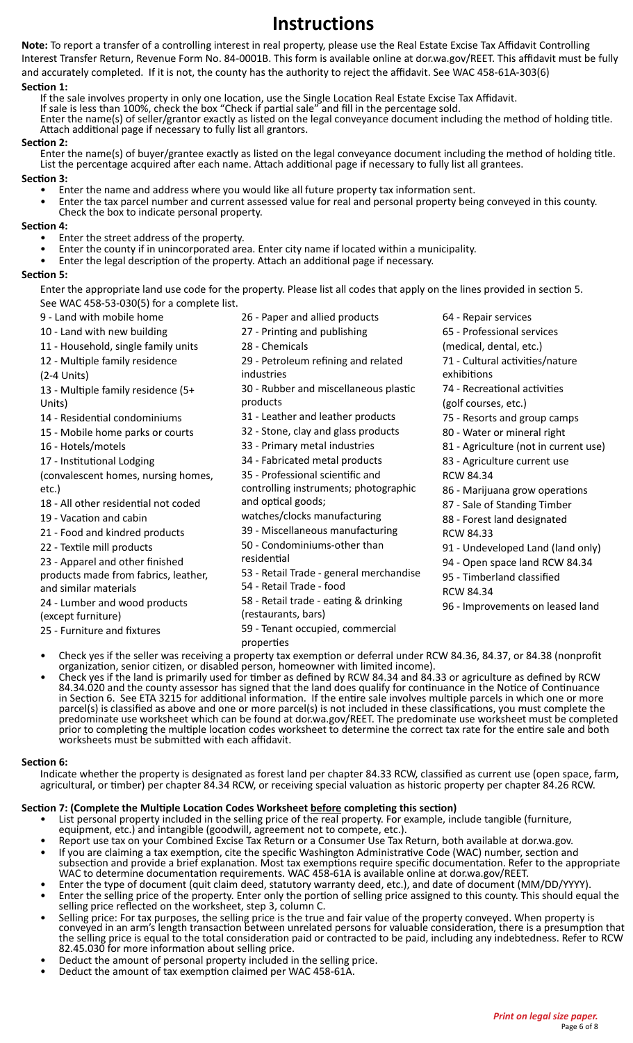# Instructions

**Note:** To report a transfer of a controlling interest in real property, please use the Real Estate Excise Tax Affidavit Controlling Interest Transfer Return, Revenue Form No. 84-0001B. This form is available online at dor.wa.gov/REET. This affidavit must be fully and accurately completed. If it is not, the county has the authority to reject the affidavit. See WAC 458-61A-303(6)

**Section 1:**

If the sale involves property in only one location, use the Single Location Real Estate Excise Tax Affidavit.
If sale is less than 100%, check the box "Check if partial sale" and fill in the percentage sold.
Enter the name(s) of seller/grantor exactly as listed on the legal conveyance document including the method of holding title. Attach additional page if necessary to fully list all grantors.

**Section 2:**

Enter the name(s) of buyer/grantee exactly as listed on the legal conveyance document including the method of holding title. List the percentage acquired after each name. Attach additional page if necessary to fully list all grantees.

**Section 3:**

- Enter the name and address where you would like all future property tax information sent.
- Enter the tax parcel number and current assessed value for real and personal property being conveyed in this county. Check the box to indicate personal property.

**Section 4:**

- Enter the street address of the property.
- Enter the county if in unincorporated area. Enter city name if located within a municipality.
- Enter the legal description of the property. Attach an additional page if necessary.

**Section 5:**

Enter the appropriate land use code for the property. Please list all codes that apply on the lines provided in section 5. See WAC 458-53-030(5) for a complete list.

- 9 - Land with mobile home
- 10 - Land with new building
- 11 - Household, single family units
- 12 - Multiple family residence (2-4 Units)
- 13 - Multiple family residence (5+ Units)
- 14 - Residential condominiums
- 15 - Mobile home parks or courts
- 16 - Hotels/motels
- 17 - Institutional Lodging (convalescent homes, nursing homes, etc.)
- 18 - All other residential not coded
- 19 - Vacation and cabin
- 21 - Food and kindred products
- 22 - Textile mill products
- 23 - Apparel and other finished products made from fabrics, leather, and similar materials
- 24 - Lumber and wood products (except furniture)
- 25 - Furniture and fixtures
- 26 - Paper and allied products
- 27 - Printing and publishing
- 28 - Chemicals
- 29 - Petroleum refining and related industries
- 30 - Rubber and miscellaneous plastic products
- 31 - Leather and leather products
- 32 - Stone, clay and glass products
- 33 - Primary metal industries
- 34 - Fabricated metal products
- 35 - Professional scientific and controlling instruments; photographic and optical goods; watches/clocks manufacturing
- 39 - Miscellaneous manufacturing
- 50 - Condominiums-other than residential
- 53 - Retail Trade - general merchandise
- 54 - Retail Trade - food
- 58 - Retail trade - eating & drinking (restaurants, bars)
- 59 - Tenant occupied, commercial properties
- 64 - Repair services
- 65 - Professional services (medical, dental, etc.)
- 71 - Cultural activities/nature exhibitions
- 74 - Recreational activities (golf courses, etc.)
- 75 - Resorts and group camps
- 80 - Water or mineral right
- 81 - Agriculture (not in current use)
- 83 - Agriculture current use RCW 84.34
- 86 - Marijuana grow operations
- 87 - Sale of Standing Timber
- 88 - Forest land designated RCW 84.33
- 91 - Undeveloped Land (land only)
- 94 - Open space land RCW 84.34
- 95 - Timberland classified RCW 84.34
- 96 - Improvements on leased land

- Check yes if the seller was receiving a property tax exemption or deferral under RCW 84.36, 84.37, or 84.38 (nonprofit organization, senior citizen, or disabled person, homeowner with limited income).
- Check yes if the land is primarily used for timber as defined by RCW 84.34 and 84.33 or agriculture as defined by RCW 84.34.020 and the county assessor has signed that the land does qualify for continuance in the Notice of Continuance in Section 6. See ETA 3215 for additional information. If the entire sale involves multiple parcels in which one or more parcel(s) is classified as above and one or more parcel(s) is not included in these classifications, you must complete the predominate use worksheet which can be found at dor.wa.gov/REET. The predominate use worksheet must be completed prior to completing the multiple location codes worksheet to determine the correct tax rate for the entire sale and both worksheets must be submitted with each affidavit.

**Section 6:**

Indicate whether the property is designated as forest land per chapter 84.33 RCW, classified as current use (open space, farm, agricultural, or timber) per chapter 84.34 RCW, or receiving special valuation as historic property per chapter 84.26 RCW.

**Section 7: (Complete the Multiple Location Codes Worksheet <u>before</u> completing this section)**

- List personal property included in the selling price of the real property. For example, include tangible (furniture, equipment, etc.) and intangible (goodwill, agreement not to compete, etc.).
- Report use tax on your Combined Excise Tax Return or a Consumer Use Tax Return, both available at dor.wa.gov.
- If you are claiming a tax exemption, cite the specific Washington Administrative Code (WAC) number, section and subsection and provide a brief explanation. Most tax exemptions require specific documentation. Refer to the appropriate WAC to determine documentation requirements. WAC 458-61A is available online at dor.wa.gov/REET.
- Enter the type of document (quit claim deed, statutory warranty deed, etc.), and date of document (MM/DD/YYYY).
- Enter the selling price of the property. Enter only the portion of selling price assigned to this county. This should equal the selling price reflected on the worksheet, step 3, column C.
- Selling price: For tax purposes, the selling price is the true and fair value of the property conveyed. When property is conveyed in an arm's length transaction between unrelated persons for valuable consideration, there is a presumption that the selling price is equal to the total consideration paid or contracted to be paid, including any indebtedness. Refer to RCW 82.45.030 for more information about selling price.
- Deduct the amount of personal property included in the selling price.
- Deduct the amount of tax exemption claimed per WAC 458-61A.

***Print on legal size paper.***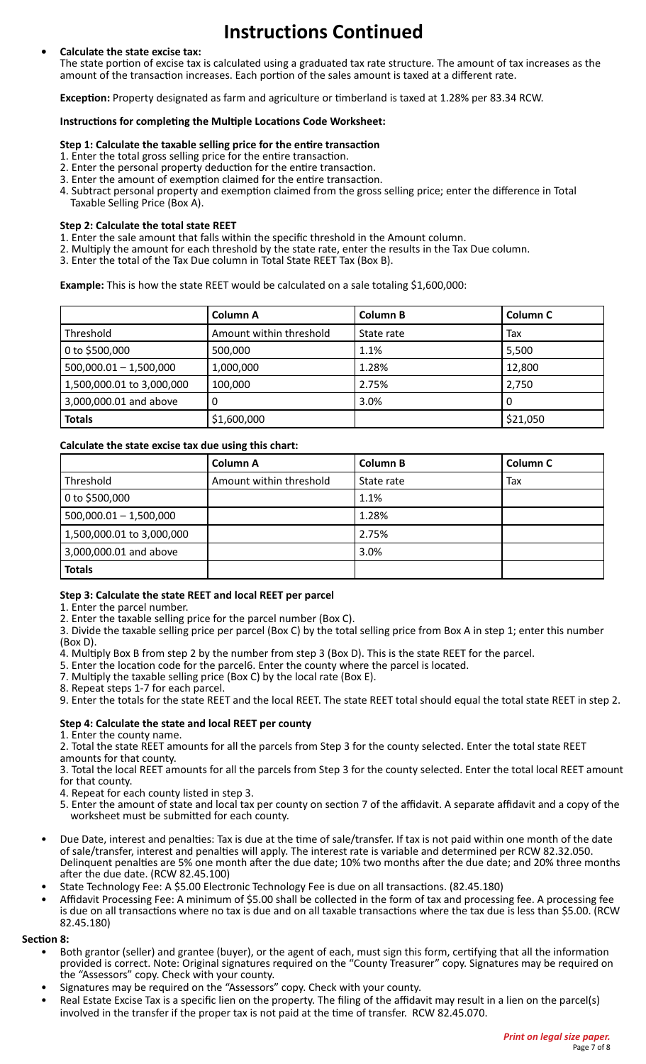# Instructions Continued

- **Calculate the state excise tax:**
  The state portion of excise tax is calculated using a graduated tax rate structure. The amount of tax increases as the amount of the transaction increases. Each portion of the sales amount is taxed at a different rate.

  **Exception:** Property designated as farm and agriculture or timberland is taxed at 1.28% per 83.34 RCW.

  **Instructions for completing the Multiple Locations Code Worksheet:**

  **Step 1: Calculate the taxable selling price for the entire transaction**
  1. Enter the total gross selling price for the entire transaction.
  2. Enter the personal property deduction for the entire transaction.
  3. Enter the amount of exemption claimed for the entire transaction.
  4. Subtract personal property and exemption claimed from the gross selling price; enter the difference in Total Taxable Selling Price (Box A).

  **Step 2: Calculate the total state REET**
  1. Enter the sale amount that falls within the specific threshold in the Amount column.
  2. Multiply the amount for each threshold by the state rate, enter the results in the Tax Due column.
  3. Enter the total of the Tax Due column in Total State REET Tax (Box B).

  **Example:** This is how the state REET would be calculated on a sale totaling $1,600,000:

| | Column A | Column B | Column C |
|---|---|---|---|
| Threshold | Amount within threshold | State rate | Tax |
| 0 to $500,000 | 500,000 | 1.1% | 5,500 |
| 500,000.01 – 1,500,000 | 1,000,000 | 1.28% | 12,800 |
| 1,500,000.01 to 3,000,000 | 100,000 | 2.75% | 2,750 |
| 3,000,000.01 and above | 0 | 3.0% | 0 |
| **Totals** | $1,600,000 | | $21,050 |

  **Calculate the state excise tax due using this chart:**

| | Column A | Column B | Column C |
|---|---|---|---|
| Threshold | Amount within threshold | State rate | Tax |
| 0 to $500,000 | | 1.1% | |
| 500,000.01 – 1,500,000 | | 1.28% | |
| 1,500,000.01 to 3,000,000 | | 2.75% | |
| 3,000,000.01 and above | | 3.0% | |
| **Totals** | | | |

  **Step 3: Calculate the state REET and local REET per parcel**
  1. Enter the parcel number.
  2. Enter the taxable selling price for the parcel number (Box C).
  3. Divide the taxable selling price per parcel (Box C) by the total selling price from Box A in step 1; enter this number (Box D).
  4. Multiply Box B from step 2 by the number from step 3 (Box D). This is the state REET for the parcel.
  5. Enter the location code for the parcel6. Enter the county where the parcel is located.
  7. Multiply the taxable selling price (Box C) by the local rate (Box E).
  8. Repeat steps 1-7 for each parcel.
  9. Enter the totals for the state REET and the local REET. The state REET total should equal the total state REET in step 2.

  **Step 4: Calculate the state and local REET per county**
  1. Enter the county name.
  2. Total the state REET amounts for all the parcels from Step 3 for the county selected. Enter the total state REET amounts for that county.
  3. Total the local REET amounts for all the parcels from Step 3 for the county selected. Enter the total local REET amount for that county.
  4. Repeat for each county listed in step 3.
  5. Enter the amount of state and local tax per county on section 7 of the affidavit. A separate affidavit and a copy of the worksheet must be submitted for each county.

- Due Date, interest and penalties: Tax is due at the time of sale/transfer. If tax is not paid within one month of the date of sale/transfer, interest and penalties will apply. The interest rate is variable and determined per RCW 82.32.050. Delinquent penalties are 5% one month after the due date; 10% two months after the due date; and 20% three months after the due date. (RCW 82.45.100)
- State Technology Fee: A $5.00 Electronic Technology Fee is due on all transactions. (82.45.180)
- Affidavit Processing Fee: A minimum of $5.00 shall be collected in the form of tax and processing fee. A processing fee is due on all transactions where no tax is due and on all taxable transactions where the tax due is less than $5.00. (RCW 82.45.180)

**Section 8:**

- Both grantor (seller) and grantee (buyer), or the agent of each, must sign this form, certifying that all the information provided is correct. Note: Original signatures required on the "County Treasurer" copy. Signatures may be required on the "Assessors" copy. Check with your county.
- Signatures may be required on the "Assessors" copy. Check with your county.
- Real Estate Excise Tax is a specific lien on the property. The filing of the affidavit may result in a lien on the parcel(s) involved in the transfer if the proper tax is not paid at the time of transfer. RCW 82.45.070.

*Print on legal size paper.*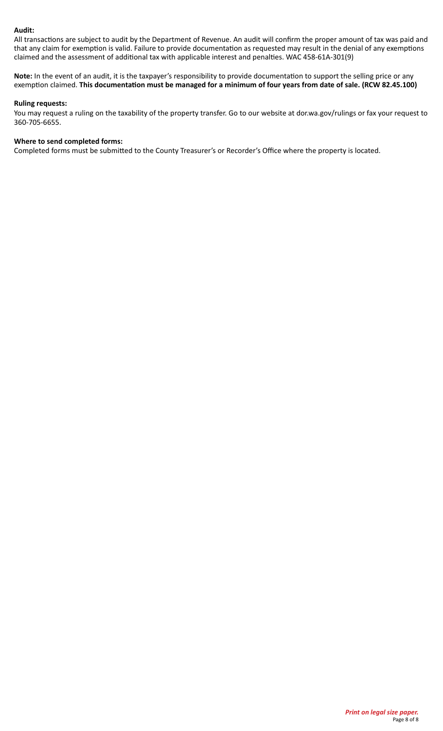**Audit:**
All transactions are subject to audit by the Department of Revenue. An audit will confirm the proper amount of tax was paid and that any claim for exemption is valid. Failure to provide documentation as requested may result in the denial of any exemptions claimed and the assessment of additional tax with applicable interest and penalties. WAC 458-61A-301(9)

**Note:** In the event of an audit, it is the taxpayer's responsibility to provide documentation to support the selling price or any exemption claimed. **This documentation must be managed for a minimum of four years from date of sale. (RCW 82.45.100)**

**Ruling requests:**
You may request a ruling on the taxability of the property transfer. Go to our website at dor.wa.gov/rulings or fax your request to 360-705-6655.

**Where to send completed forms:**
Completed forms must be submitted to the County Treasurer's or Recorder's Office where the property is located.

***Print on legal size paper.***